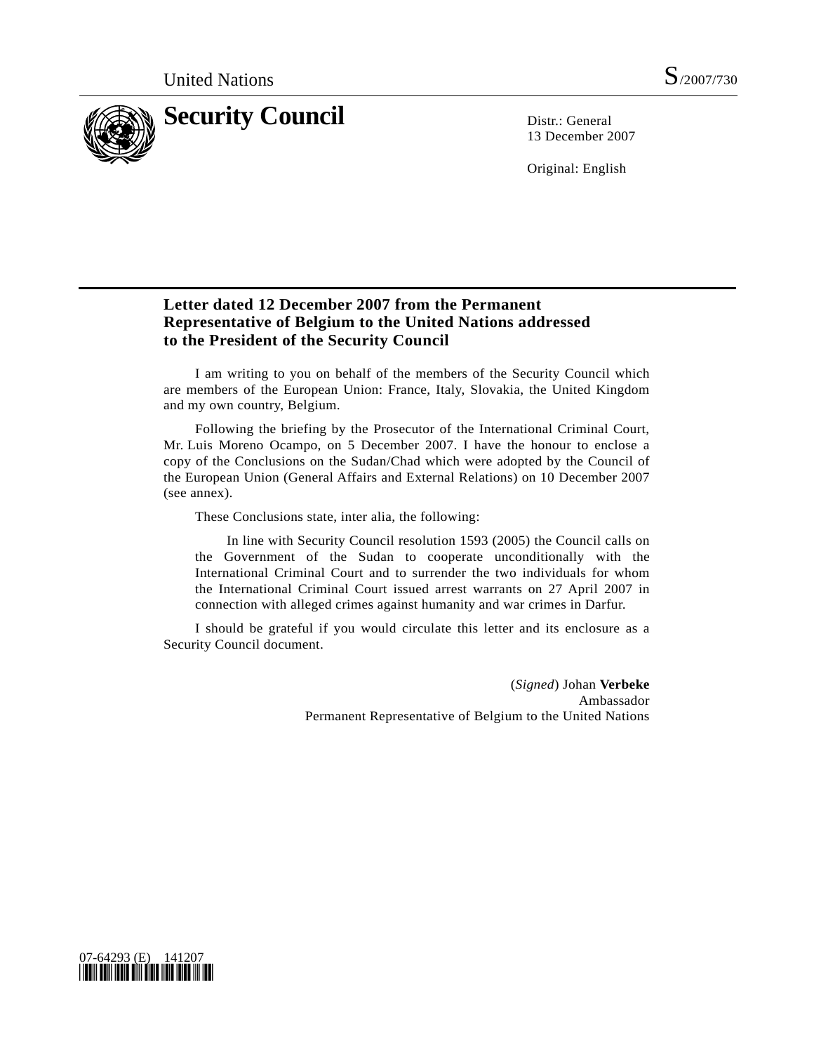United Nations S/2007/730

# Security Council

Distr.: General
13 December 2007

Original: English

## Letter dated 12 December 2007 from the Permanent Representative of Belgium to the United Nations addressed to the President of the Security Council

I am writing to you on behalf of the members of the Security Council which are members of the European Union: France, Italy, Slovakia, the United Kingdom and my own country, Belgium.

Following the briefing by the Prosecutor of the International Criminal Court, Mr. Luis Moreno Ocampo, on 5 December 2007. I have the honour to enclose a copy of the Conclusions on the Sudan/Chad which were adopted by the Council of the European Union (General Affairs and External Relations) on 10 December 2007 (see annex).

These Conclusions state, inter alia, the following:

> In line with Security Council resolution 1593 (2005) the Council calls on the Government of the Sudan to cooperate unconditionally with the International Criminal Court and to surrender the two individuals for whom the International Criminal Court issued arrest warrants on 27 April 2007 in connection with alleged crimes against humanity and war crimes in Darfur.

I should be grateful if you would circulate this letter and its enclosure as a Security Council document.

(*Signed*) Johan **Verbeke**
Ambassador
Permanent Representative of Belgium to the United Nations

07-64293 (E) 141207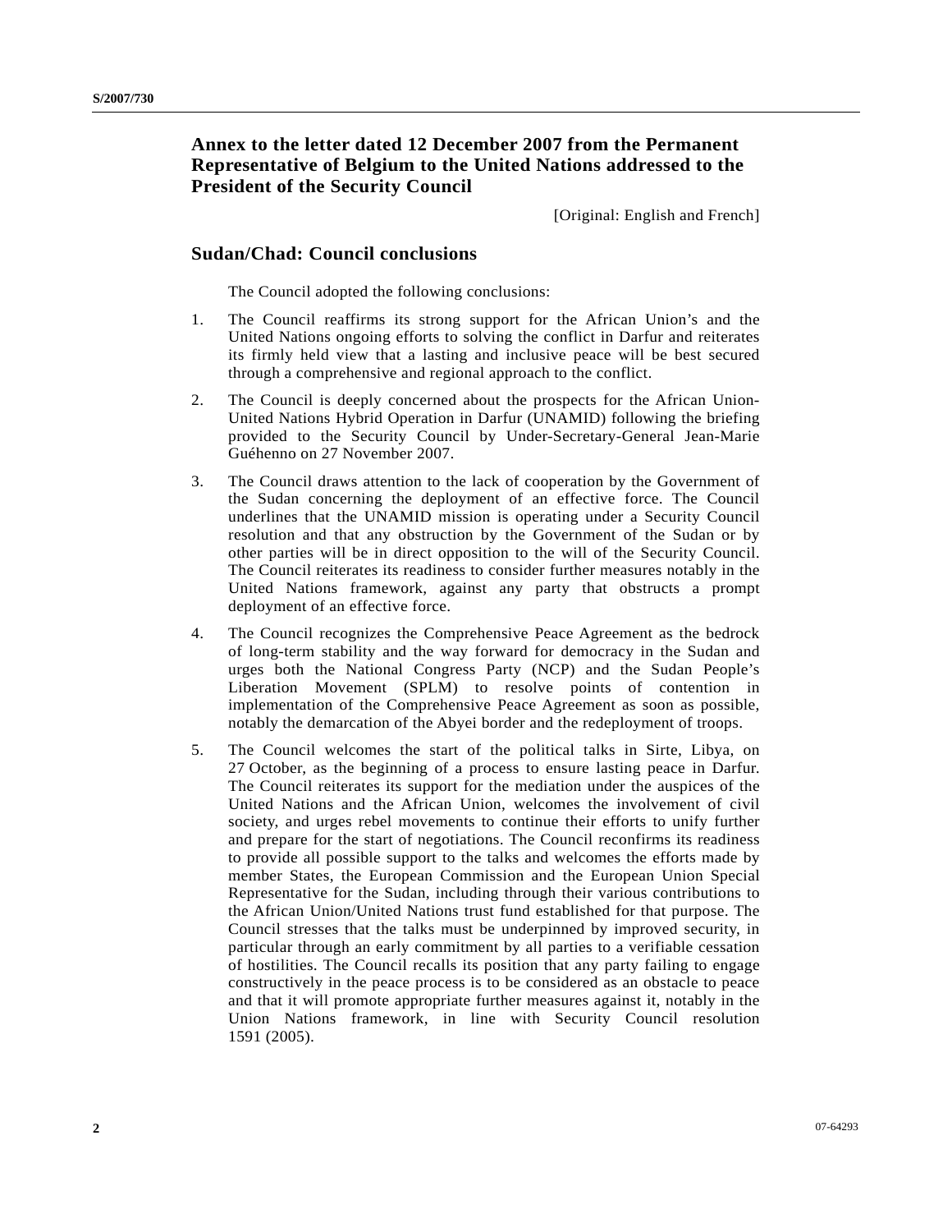## Annex to the letter dated 12 December 2007 from the Permanent Representative of Belgium to the United Nations addressed to the President of the Security Council

[Original: English and French]

### Sudan/Chad: Council conclusions

The Council adopted the following conclusions:

1. The Council reaffirms its strong support for the African Union's and the United Nations ongoing efforts to solving the conflict in Darfur and reiterates its firmly held view that a lasting and inclusive peace will be best secured through a comprehensive and regional approach to the conflict.

2. The Council is deeply concerned about the prospects for the African Union-United Nations Hybrid Operation in Darfur (UNAMID) following the briefing provided to the Security Council by Under-Secretary-General Jean-Marie Guéhenno on 27 November 2007.

3. The Council draws attention to the lack of cooperation by the Government of the Sudan concerning the deployment of an effective force. The Council underlines that the UNAMID mission is operating under a Security Council resolution and that any obstruction by the Government of the Sudan or by other parties will be in direct opposition to the will of the Security Council. The Council reiterates its readiness to consider further measures notably in the United Nations framework, against any party that obstructs a prompt deployment of an effective force.

4. The Council recognizes the Comprehensive Peace Agreement as the bedrock of long-term stability and the way forward for democracy in the Sudan and urges both the National Congress Party (NCP) and the Sudan People's Liberation Movement (SPLM) to resolve points of contention in implementation of the Comprehensive Peace Agreement as soon as possible, notably the demarcation of the Abyei border and the redeployment of troops.

5. The Council welcomes the start of the political talks in Sirte, Libya, on 27 October, as the beginning of a process to ensure lasting peace in Darfur. The Council reiterates its support for the mediation under the auspices of the United Nations and the African Union, welcomes the involvement of civil society, and urges rebel movements to continue their efforts to unify further and prepare for the start of negotiations. The Council reconfirms its readiness to provide all possible support to the talks and welcomes the efforts made by member States, the European Commission and the European Union Special Representative for the Sudan, including through their various contributions to the African Union/United Nations trust fund established for that purpose. The Council stresses that the talks must be underpinned by improved security, in particular through an early commitment by all parties to a verifiable cessation of hostilities. The Council recalls its position that any party failing to engage constructively in the peace process is to be considered as an obstacle to peace and that it will promote appropriate further measures against it, notably in the Union Nations framework, in line with Security Council resolution 1591 (2005).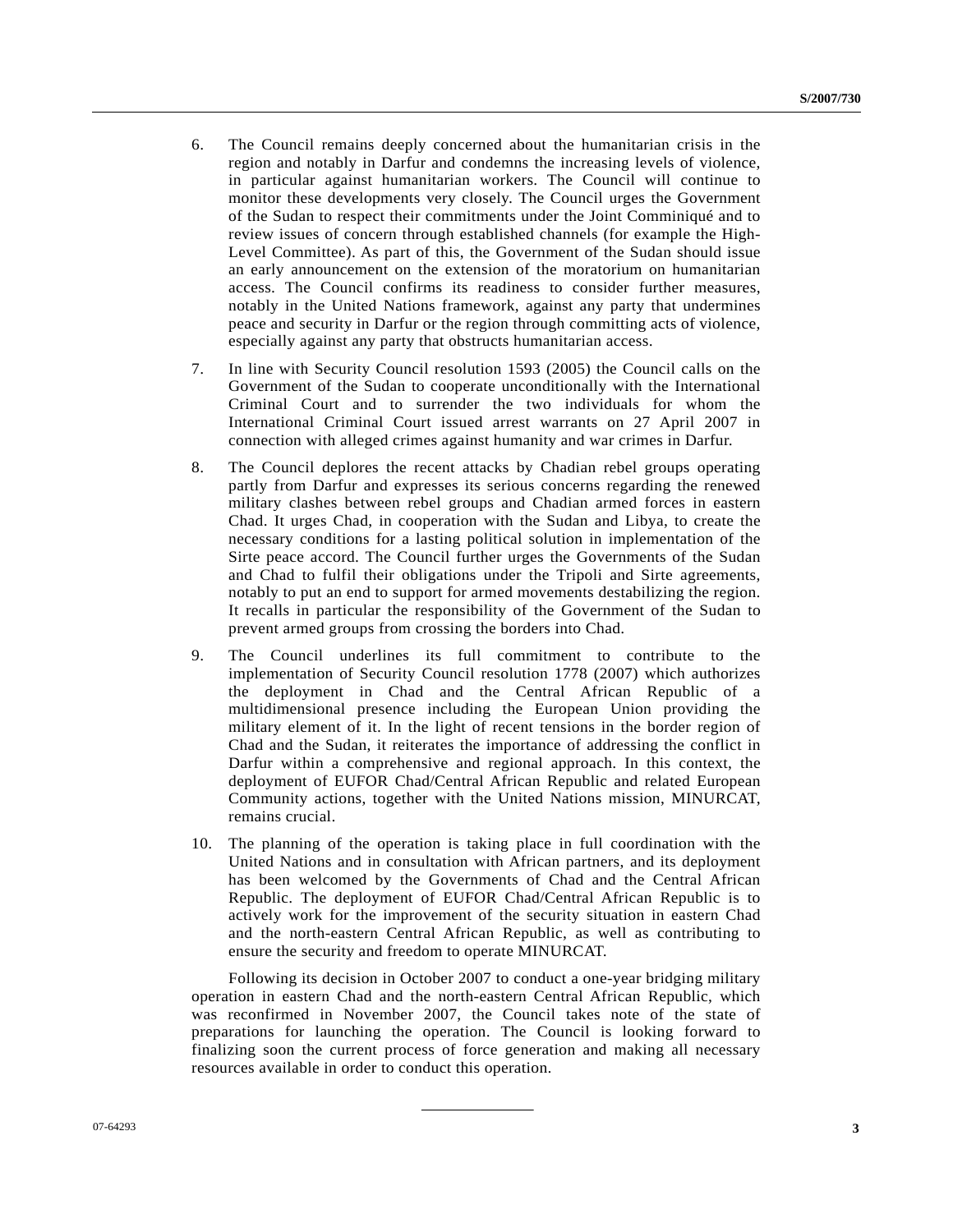6. The Council remains deeply concerned about the humanitarian crisis in the region and notably in Darfur and condemns the increasing levels of violence, in particular against humanitarian workers. The Council will continue to monitor these developments very closely. The Council urges the Government of the Sudan to respect their commitments under the Joint Comminiqué and to review issues of concern through established channels (for example the High-Level Committee). As part of this, the Government of the Sudan should issue an early announcement on the extension of the moratorium on humanitarian access. The Council confirms its readiness to consider further measures, notably in the United Nations framework, against any party that undermines peace and security in Darfur or the region through committing acts of violence, especially against any party that obstructs humanitarian access.

7. In line with Security Council resolution 1593 (2005) the Council calls on the Government of the Sudan to cooperate unconditionally with the International Criminal Court and to surrender the two individuals for whom the International Criminal Court issued arrest warrants on 27 April 2007 in connection with alleged crimes against humanity and war crimes in Darfur.

8. The Council deplores the recent attacks by Chadian rebel groups operating partly from Darfur and expresses its serious concerns regarding the renewed military clashes between rebel groups and Chadian armed forces in eastern Chad. It urges Chad, in cooperation with the Sudan and Libya, to create the necessary conditions for a lasting political solution in implementation of the Sirte peace accord. The Council further urges the Governments of the Sudan and Chad to fulfil their obligations under the Tripoli and Sirte agreements, notably to put an end to support for armed movements destabilizing the region. It recalls in particular the responsibility of the Government of the Sudan to prevent armed groups from crossing the borders into Chad.

9. The Council underlines its full commitment to contribute to the implementation of Security Council resolution 1778 (2007) which authorizes the deployment in Chad and the Central African Republic of a multidimensional presence including the European Union providing the military element of it. In the light of recent tensions in the border region of Chad and the Sudan, it reiterates the importance of addressing the conflict in Darfur within a comprehensive and regional approach. In this context, the deployment of EUFOR Chad/Central African Republic and related European Community actions, together with the United Nations mission, MINURCAT, remains crucial.

10. The planning of the operation is taking place in full coordination with the United Nations and in consultation with African partners, and its deployment has been welcomed by the Governments of Chad and the Central African Republic. The deployment of EUFOR Chad/Central African Republic is to actively work for the improvement of the security situation in eastern Chad and the north-eastern Central African Republic, as well as contributing to ensure the security and freedom to operate MINURCAT.

Following its decision in October 2007 to conduct a one-year bridging military operation in eastern Chad and the north-eastern Central African Republic, which was reconfirmed in November 2007, the Council takes note of the state of preparations for launching the operation. The Council is looking forward to finalizing soon the current process of force generation and making all necessary resources available in order to conduct this operation.